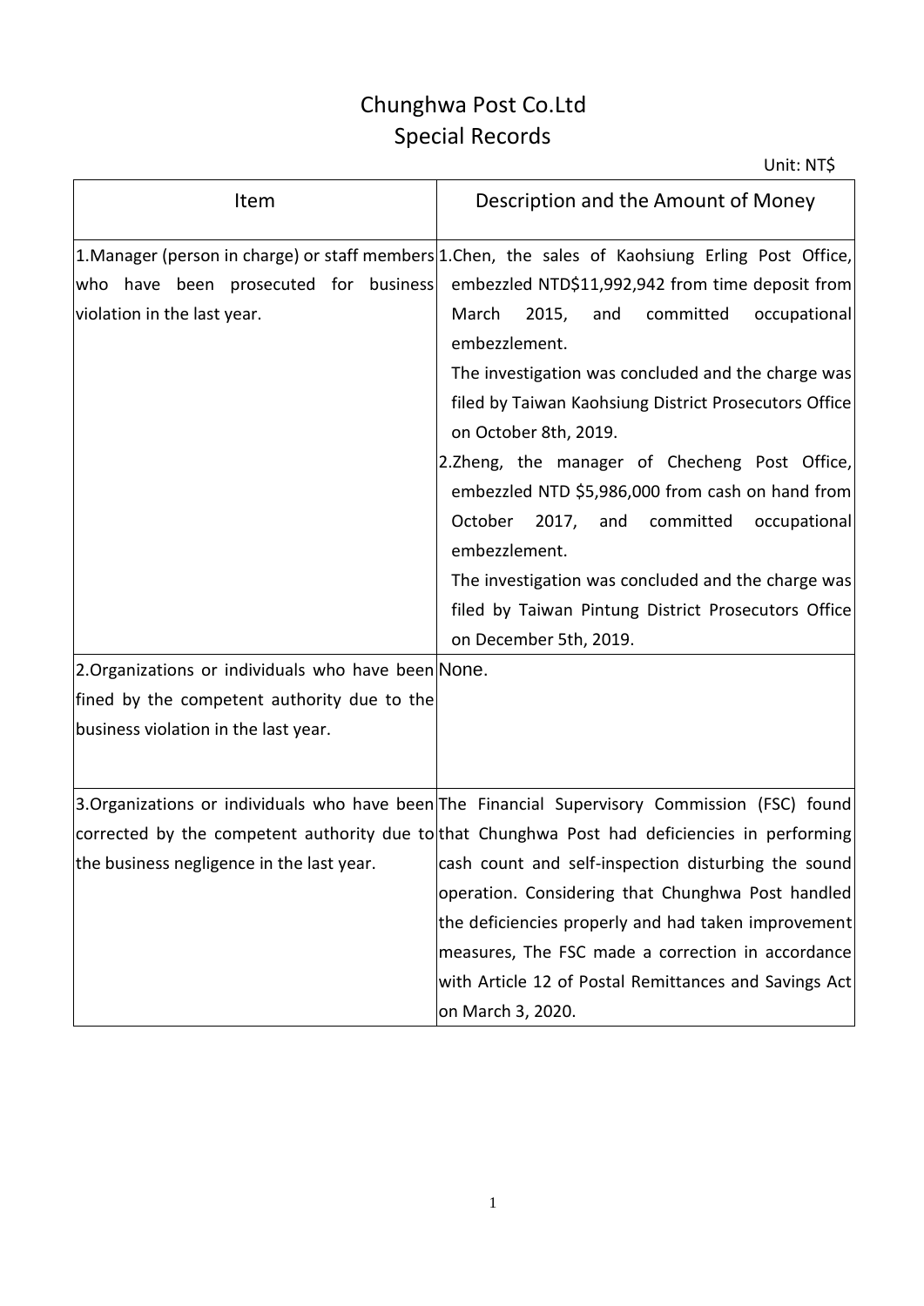# Chunghwa Post Co.Ltd
# Special Records

Unit: NT$

| Item | Description and the Amount of Money |
| --- | --- |
| 1.Manager (person in charge) or staff members who have been prosecuted for business violation in the last year. | 1.Chen, the sales of Kaohsiung Erling Post Office, embezzled NTD$11,992,942 from time deposit from March 2015, and committed occupational embezzlement.<br>The investigation was concluded and the charge was filed by Taiwan Kaohsiung District Prosecutors Office on October 8th, 2019.<br>2.Zheng, the manager of Checheng Post Office, embezzled NTD $5,986,000 from cash on hand from October 2017, and committed occupational embezzlement.<br>The investigation was concluded and the charge was filed by Taiwan Pintung District Prosecutors Office on December 5th, 2019. |
| 2.Organizations or individuals who have been fined by the competent authority due to the business violation in the last year. | None. |
| 3.Organizations or individuals who have been corrected by the competent authority due to the business negligence in the last year. | The Financial Supervisory Commission (FSC) found that Chunghwa Post had deficiencies in performing cash count and self-inspection disturbing the sound operation. Considering that Chunghwa Post handled the deficiencies properly and had taken improvement measures, The FSC made a correction in accordance with Article 12 of Postal Remittances and Savings Act on March 3, 2020. |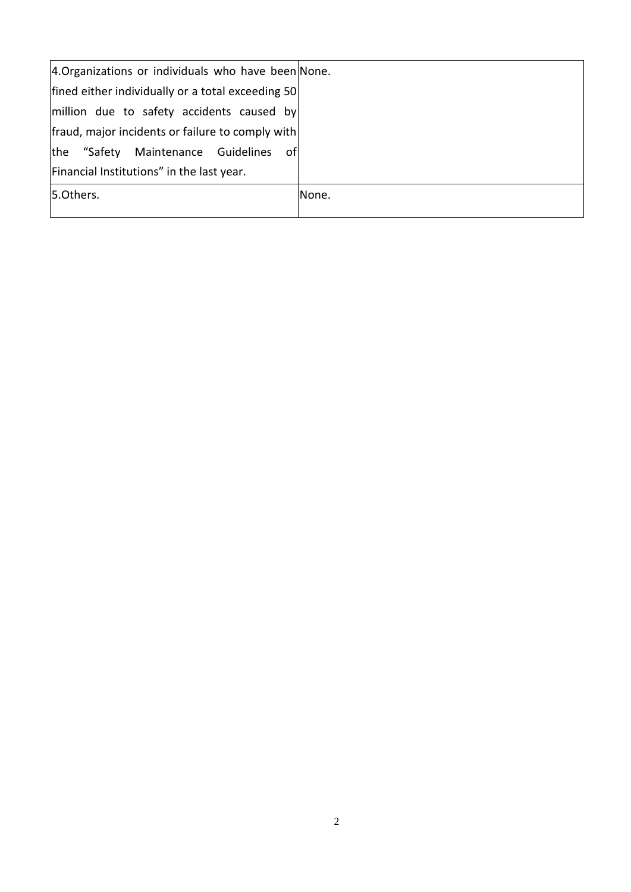| | |
|---|---|
| 4.Organizations or individuals who have been fined either individually or a total exceeding 50 million due to safety accidents caused by fraud, major incidents or failure to comply with the “Safety Maintenance Guidelines of Financial Institutions” in the last year. | None. |
| 5.Others. | None. |